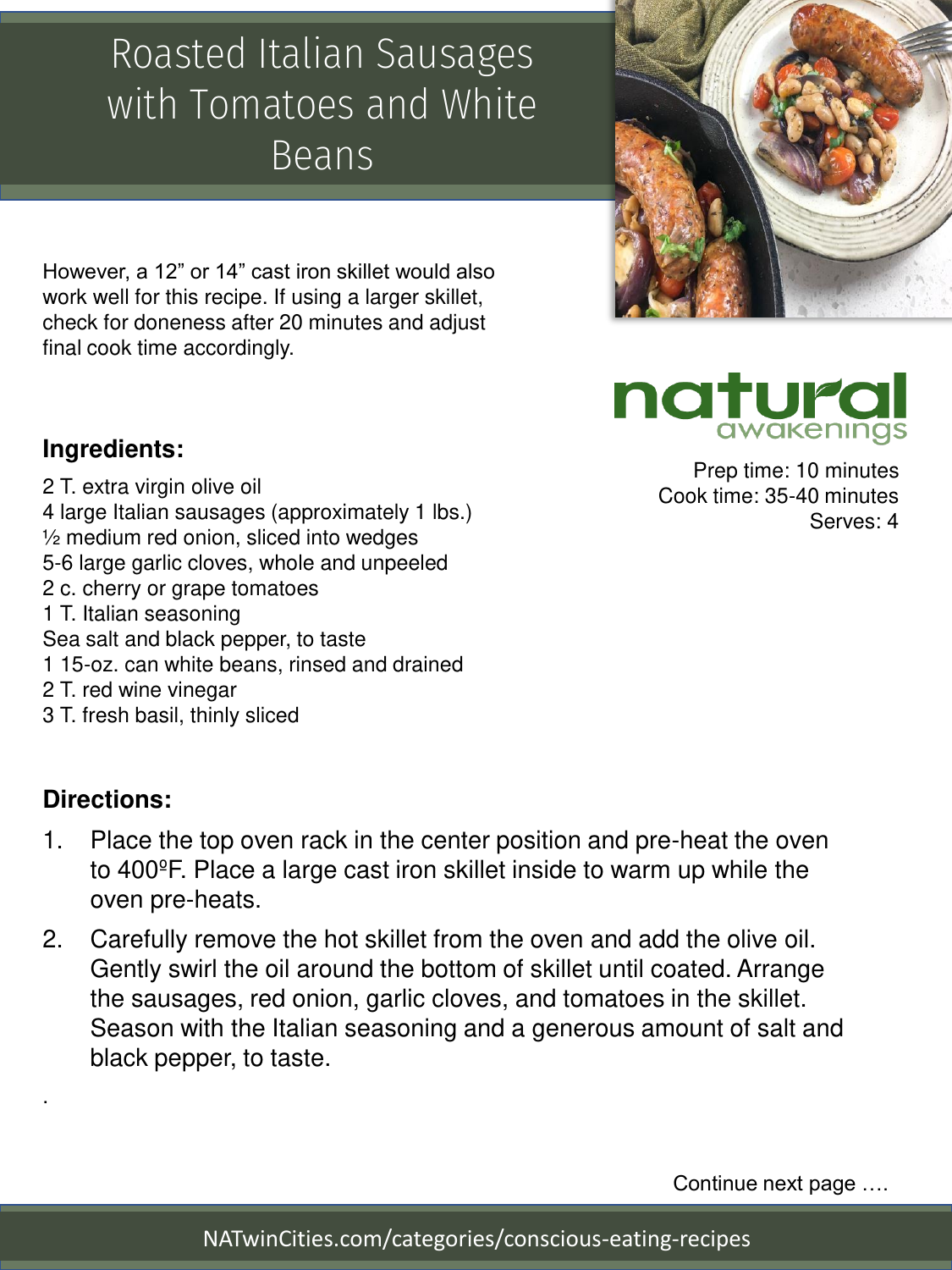# Roasted Italian Sausages with Tomatoes and White Beans

However, a 12” or 14” cast iron skillet would also work well for this recipe. If using a larger skillet, check for doneness after 20 minutes and adjust final cook time accordingly.

natural awakenings

Prep time: 10 minutes
Cook time: 35-40 minutes
Serves: 4

### Ingredients:

2 T. extra virgin olive oil
4 large Italian sausages (approximately 1 lbs.)
½ medium red onion, sliced into wedges
5-6 large garlic cloves, whole and unpeeled
2 c. cherry or grape tomatoes
1 T. Italian seasoning
Sea salt and black pepper, to taste
1 15-oz. can white beans, rinsed and drained
2 T. red wine vinegar
3 T. fresh basil, thinly sliced

### Directions:

1. Place the top oven rack in the center position and pre-heat the oven to 400ºF. Place a large cast iron skillet inside to warm up while the oven pre-heats.
2. Carefully remove the hot skillet from the oven and add the olive oil. Gently swirl the oil around the bottom of skillet until coated. Arrange the sausages, red onion, garlic cloves, and tomatoes in the skillet. Season with the Italian seasoning and a generous amount of salt and black pepper, to taste.

Continue next page ….

NATwinCities.com/categories/conscious-eating-recipes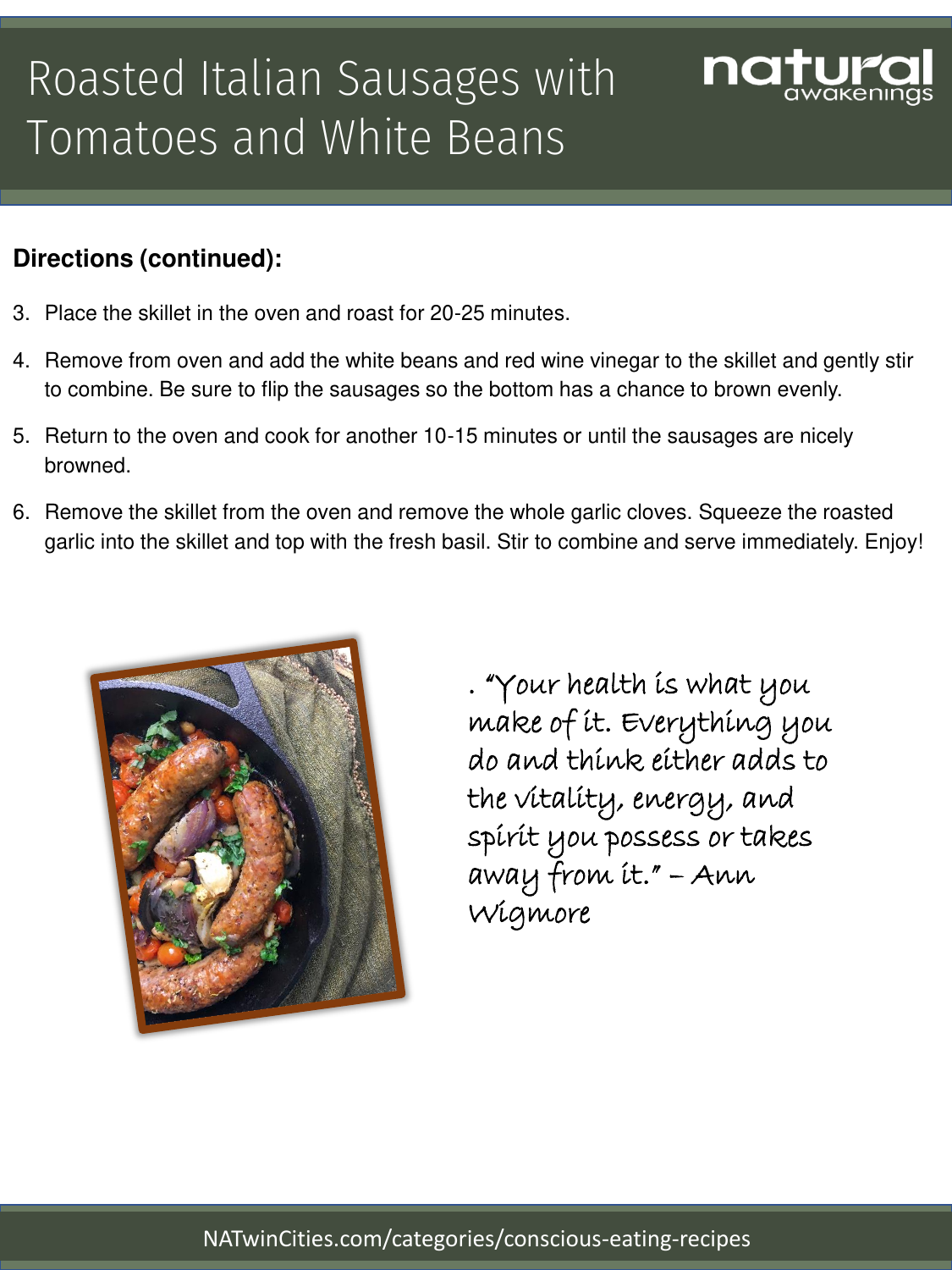# Roasted Italian Sausages with Tomatoes and White Beans

**Directions (continued):**

3. Place the skillet in the oven and roast for 20-25 minutes.
4. Remove from oven and add the white beans and red wine vinegar to the skillet and gently stir to combine. Be sure to flip the sausages so the bottom has a chance to brown evenly.
5. Return to the oven and cook for another 10-15 minutes or until the sausages are nicely browned.
6. Remove the skillet from the oven and remove the whole garlic cloves. Squeeze the roasted garlic into the skillet and top with the fresh basil. Stir to combine and serve immediately. Enjoy!

. "Your health is what you make of it. Everything you do and think either adds to the vitality, energy, and spirit you possess or takes away from it." – Ann Wigmore

NATwinCities.com/categories/conscious-eating-recipes